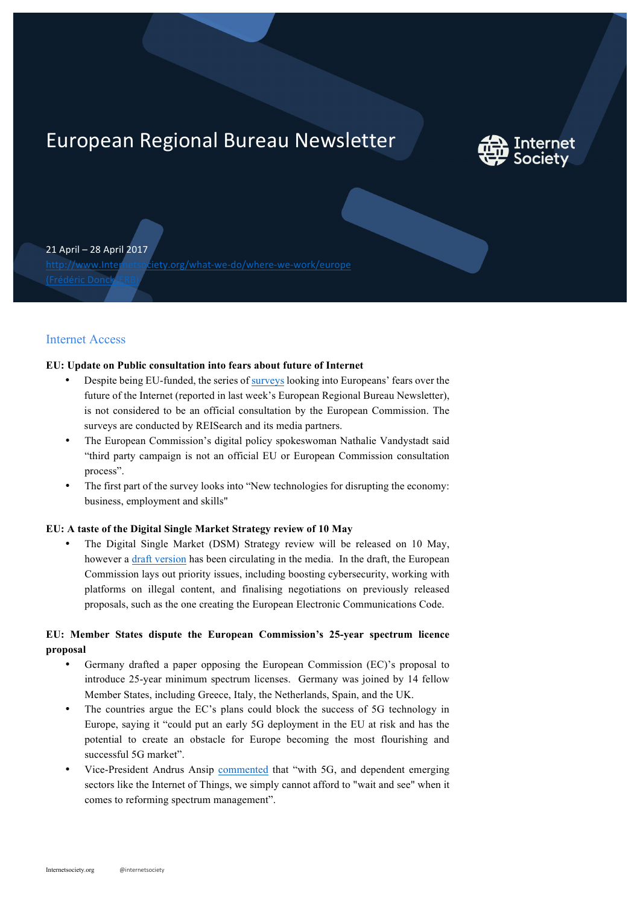# European Regional Bureau Newsletter

21 April – 28 April 2017

http://www.Internetsociety.org/what-we-do/where-we-work/europe

(Frédéric Donck, ERB)

## Internet Access

**EU: Update on Public consultation into fears about future of Internet**

- Despite being EU-funded, the series of surveys looking into Europeans' fears over the future of the Internet (reported in last week's European Regional Bureau Newsletter), is not considered to be an official consultation by the European Commission. The surveys are conducted by REISearch and its media partners.
- The European Commission's digital policy spokeswoman Nathalie Vandystadt said "third party campaign is not an official EU or European Commission consultation process".
- The first part of the survey looks into "New technologies for disrupting the economy: business, employment and skills"

**EU: A taste of the Digital Single Market Strategy review of 10 May**

- The Digital Single Market (DSM) Strategy review will be released on 10 May, however a draft version has been circulating in the media. In the draft, the European Commission lays out priority issues, including boosting cybersecurity, working with platforms on illegal content, and finalising negotiations on previously released proposals, such as the one creating the European Electronic Communications Code.

**EU: Member States dispute the European Commission's 25-year spectrum licence proposal**

- Germany drafted a paper opposing the European Commission (EC)'s proposal to introduce 25-year minimum spectrum licenses. Germany was joined by 14 fellow Member States, including Greece, Italy, the Netherlands, Spain, and the UK.
- The countries argue the EC's plans could block the success of 5G technology in Europe, saying it "could put an early 5G deployment in the EU at risk and has the potential to create an obstacle for Europe becoming the most flourishing and successful 5G market".
- Vice-President Andrus Ansip commented that "with 5G, and dependent emerging sectors like the Internet of Things, we simply cannot afford to "wait and see" when it comes to reforming spectrum management".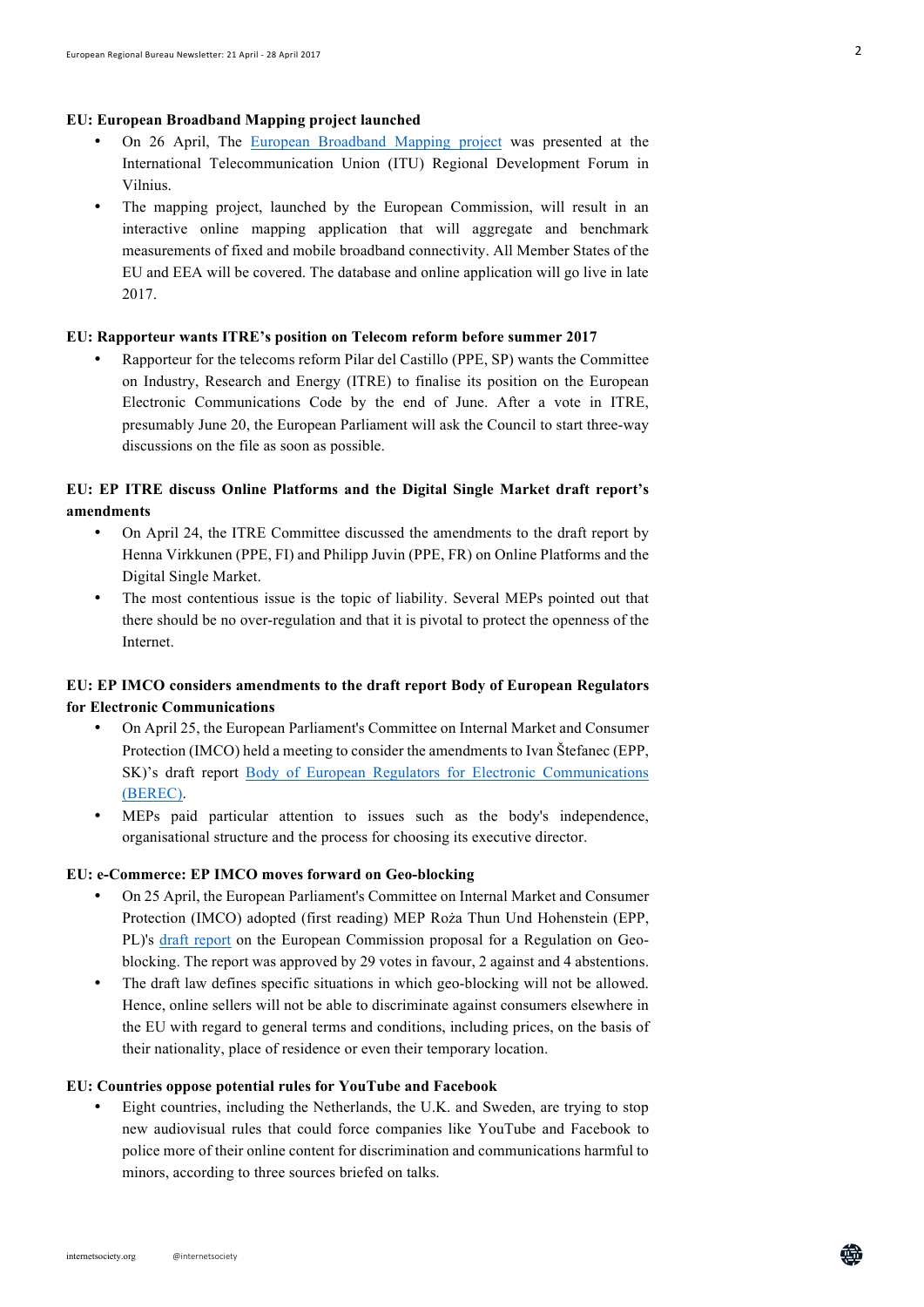**EU: European Broadband Mapping project launched**

- On 26 April, The European Broadband Mapping project was presented at the International Telecommunication Union (ITU) Regional Development Forum in Vilnius.
- The mapping project, launched by the European Commission, will result in an interactive online mapping application that will aggregate and benchmark measurements of fixed and mobile broadband connectivity. All Member States of the EU and EEA will be covered. The database and online application will go live in late 2017.

**EU: Rapporteur wants ITRE's position on Telecom reform before summer 2017**

- Rapporteur for the telecoms reform Pilar del Castillo (PPE, SP) wants the Committee on Industry, Research and Energy (ITRE) to finalise its position on the European Electronic Communications Code by the end of June. After a vote in ITRE, presumably June 20, the European Parliament will ask the Council to start three-way discussions on the file as soon as possible.

**EU: EP ITRE discuss Online Platforms and the Digital Single Market draft report's amendments**

- On April 24, the ITRE Committee discussed the amendments to the draft report by Henna Virkkunen (PPE, FI) and Philipp Juvin (PPE, FR) on Online Platforms and the Digital Single Market.
- The most contentious issue is the topic of liability. Several MEPs pointed out that there should be no over-regulation and that it is pivotal to protect the openness of the Internet.

**EU: EP IMCO considers amendments to the draft report Body of European Regulators for Electronic Communications**

- On April 25, the European Parliament's Committee on Internal Market and Consumer Protection (IMCO) held a meeting to consider the amendments to Ivan Štefanec (EPP, SK)'s draft report Body of European Regulators for Electronic Communications (BEREC).
- MEPs paid particular attention to issues such as the body's independence, organisational structure and the process for choosing its executive director.

**EU: e-Commerce: EP IMCO moves forward on Geo-blocking**

- On 25 April, the European Parliament's Committee on Internal Market and Consumer Protection (IMCO) adopted (first reading) MEP Roża Thun Und Hohenstein (EPP, PL)'s draft report on the European Commission proposal for a Regulation on Geo-blocking. The report was approved by 29 votes in favour, 2 against and 4 abstentions.
- The draft law defines specific situations in which geo-blocking will not be allowed. Hence, online sellers will not be able to discriminate against consumers elsewhere in the EU with regard to general terms and conditions, including prices, on the basis of their nationality, place of residence or even their temporary location.

**EU: Countries oppose potential rules for YouTube and Facebook**

- Eight countries, including the Netherlands, the U.K. and Sweden, are trying to stop new audiovisual rules that could force companies like YouTube and Facebook to police more of their online content for discrimination and communications harmful to minors, according to three sources briefed on talks.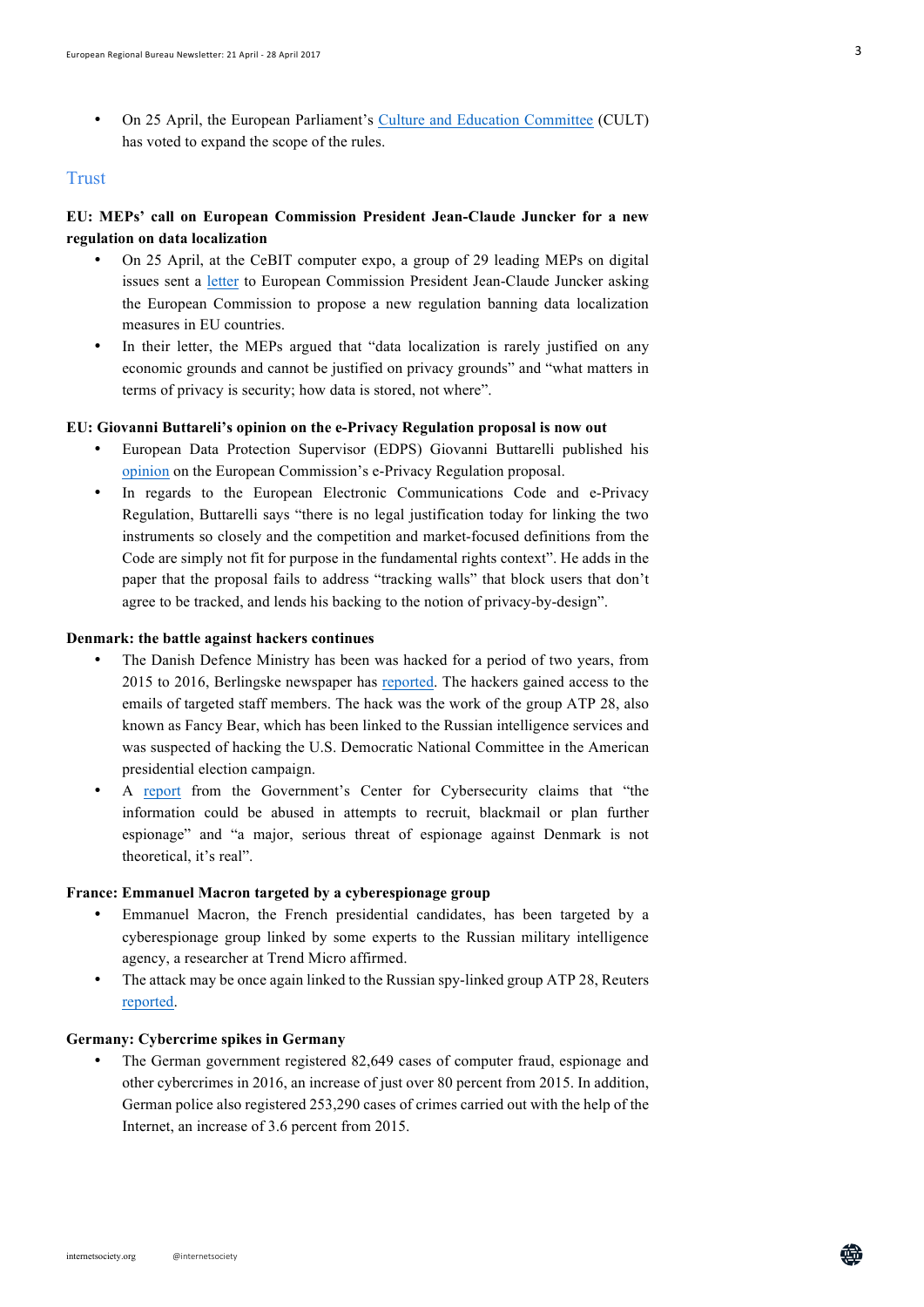- On 25 April, the European Parliament's Culture and Education Committee (CULT) has voted to expand the scope of the rules.

## Trust

**EU: MEPs' call on European Commission President Jean-Claude Juncker for a new regulation on data localization**

- On 25 April, at the CeBIT computer expo, a group of 29 leading MEPs on digital issues sent a letter to European Commission President Jean-Claude Juncker asking the European Commission to propose a new regulation banning data localization measures in EU countries.
- In their letter, the MEPs argued that "data localization is rarely justified on any economic grounds and cannot be justified on privacy grounds" and "what matters in terms of privacy is security; how data is stored, not where".

**EU: Giovanni Buttareli's opinion on the e-Privacy Regulation proposal is now out**

- European Data Protection Supervisor (EDPS) Giovanni Buttarelli published his opinion on the European Commission's e-Privacy Regulation proposal.
- In regards to the European Electronic Communications Code and e-Privacy Regulation, Buttarelli says "there is no legal justification today for linking the two instruments so closely and the competition and market-focused definitions from the Code are simply not fit for purpose in the fundamental rights context". He adds in the paper that the proposal fails to address "tracking walls" that block users that don't agree to be tracked, and lends his backing to the notion of privacy-by-design".

**Denmark: the battle against hackers continues**

- The Danish Defence Ministry has been was hacked for a period of two years, from 2015 to 2016, Berlingske newspaper has reported. The hackers gained access to the emails of targeted staff members. The hack was the work of the group ATP 28, also known as Fancy Bear, which has been linked to the Russian intelligence services and was suspected of hacking the U.S. Democratic National Committee in the American presidential election campaign.
- A report from the Government's Center for Cybersecurity claims that "the information could be abused in attempts to recruit, blackmail or plan further espionage" and "a major, serious threat of espionage against Denmark is not theoretical, it's real".

**France: Emmanuel Macron targeted by a cyberespionage group**

- Emmanuel Macron, the French presidential candidates, has been targeted by a cyberespionage group linked by some experts to the Russian military intelligence agency, a researcher at Trend Micro affirmed.
- The attack may be once again linked to the Russian spy-linked group ATP 28, Reuters reported.

**Germany: Cybercrime spikes in Germany**

- The German government registered 82,649 cases of computer fraud, espionage and other cybercrimes in 2016, an increase of just over 80 percent from 2015. In addition, German police also registered 253,290 cases of crimes carried out with the help of the Internet, an increase of 3.6 percent from 2015.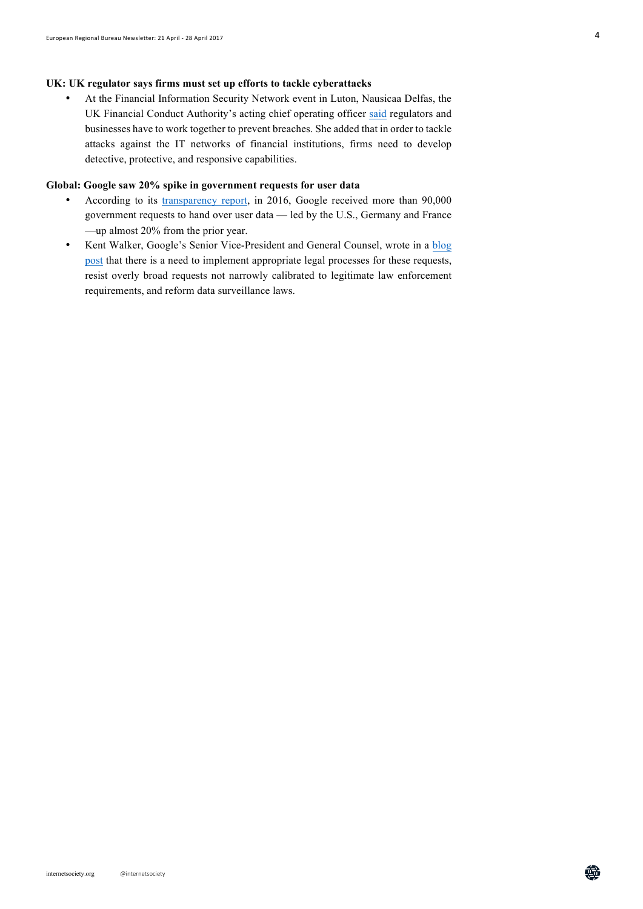**UK: UK regulator says firms must set up efforts to tackle cyberattacks**

- At the Financial Information Security Network event in Luton, Nausicaa Delfas, the UK Financial Conduct Authority's acting chief operating officer said regulators and businesses have to work together to prevent breaches. She added that in order to tackle attacks against the IT networks of financial institutions, firms need to develop detective, protective, and responsive capabilities.

**Global: Google saw 20% spike in government requests for user data**

- According to its transparency report, in 2016, Google received more than 90,000 government requests to hand over user data — led by the U.S., Germany and France —up almost 20% from the prior year.
- Kent Walker, Google's Senior Vice-President and General Counsel, wrote in a blog post that there is a need to implement appropriate legal processes for these requests, resist overly broad requests not narrowly calibrated to legitimate law enforcement requirements, and reform data surveillance laws.